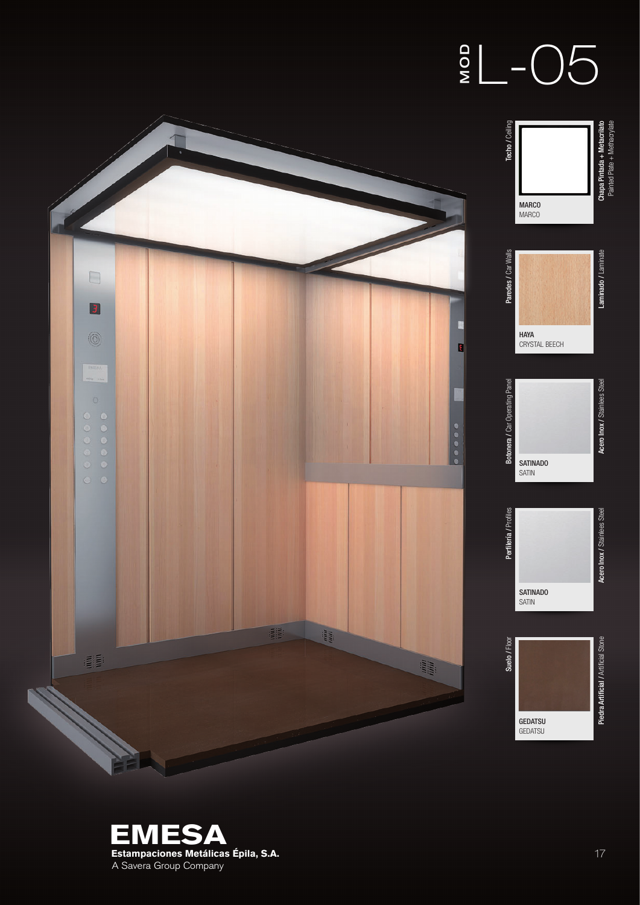# MOD L-05

**Techo** / Ceiling

MARCO
MARCO

**Chapa Pintada + Metacrilato**
Painted Plate + Methacrylate

**Paredes** / Car Walls

HAYA
CRYSTAL BEECH

**Laminado** / Laminate

**Botonera** / Car Operating Panel

SATINADO
SATIN

**Acero Inox** / Stainless Steel

**Perfilería** / Profiles

SATINADO
SATIN

**Acero Inox** / Stainless Steel

**Suelo** / Floor

GEDATSU
GEDATSU

**Piedra Artificial** / Artificial Stone

**EMESA**
**Estampaciones Metálicas Épila, S.A.**
A Savera Group Company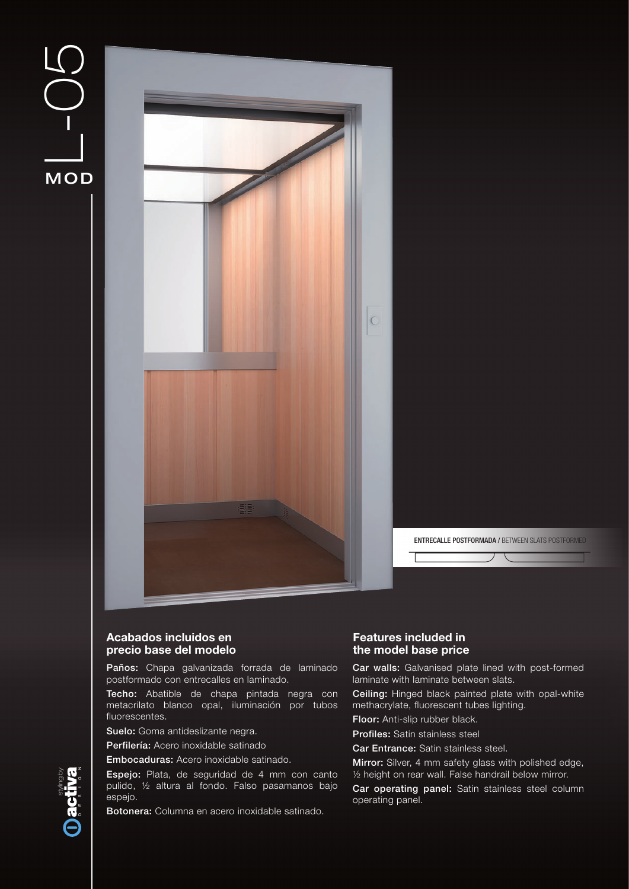# MOD L-05

ENTRECALLE POSTFORMADA / BETWEEN SLATS POSTFORMED

## Acabados incluidos en precio base del modelo

**Paños:** Chapa galvanizada forrada de laminado postformado con entrecalles en laminado.

**Techo:** Abatible de chapa pintada negra con metacrilato blanco opal, iluminación por tubos fluorescentes.

**Suelo:** Goma antideslizante negra.

**Perfilería:** Acero inoxidable satinado

**Embocaduras:** Acero inoxidable satinado.

**Espejo:** Plata, de seguridad de 4 mm con canto pulido, ½ altura al fondo. Falso pasamanos bajo espejo.

**Botonera:** Columna en acero inoxidable satinado.

## Features included in the model base price

**Car walls:** Galvanised plate lined with post-formed laminate with laminate between slats.

**Ceiling:** Hinged black painted plate with opal-white methacrylate, fluorescent tubes lighting.

**Floor:** Anti-slip rubber black.

**Profiles:** Satin stainless steel

**Car Entrance:** Satin stainless steel.

**Mirror:** Silver, 4 mm safety glass with polished edge, ½ height on rear wall. False handrail below mirror.

**Car operating panel:** Satin stainless steel column operating panel.

styling by activa DESIGN